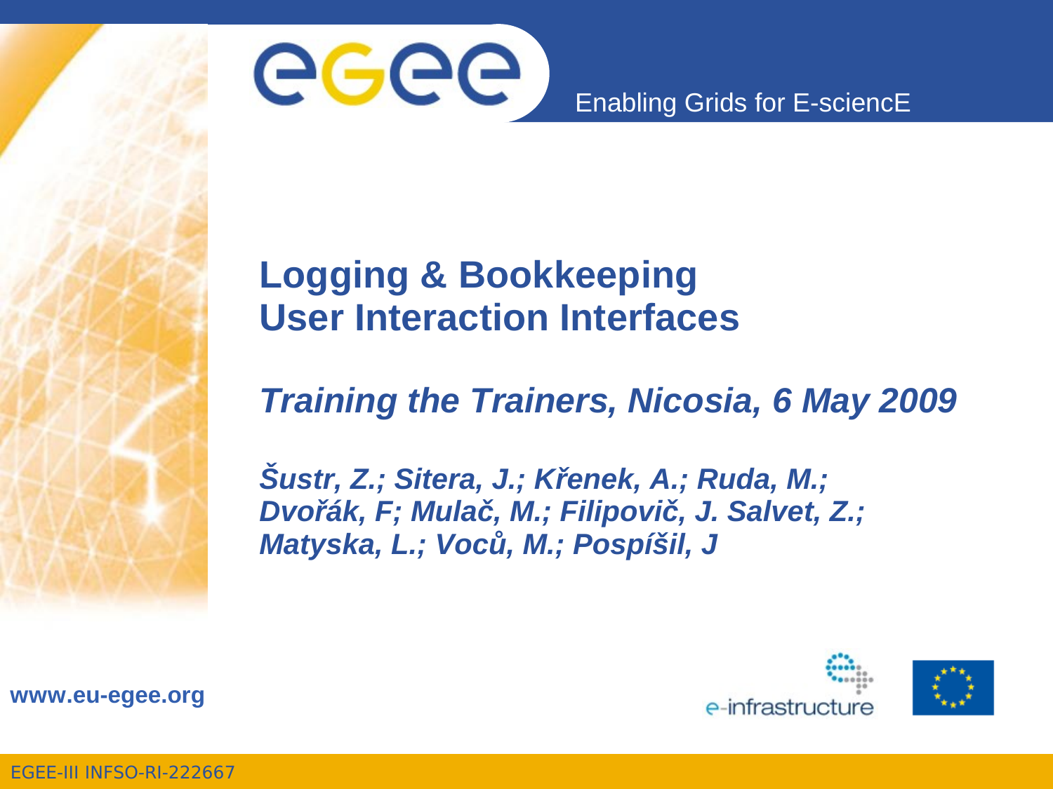# Logging & Bookkeeping User Interaction Interfaces

*Training the Trainers, Nicosia, 6 May 2009*

*Šustr, Z.; Sitera, J.; Křenek, A.; Ruda, M.; Dvořák, F; Mulač, M.; Filipovič, J. Salvet, Z.; Matyska, L.; Voců, M.; Pospíšil, J*

Enabling Grids for E-sciencE

www.eu-egee.org

EGEE-III INFSO-RI-222667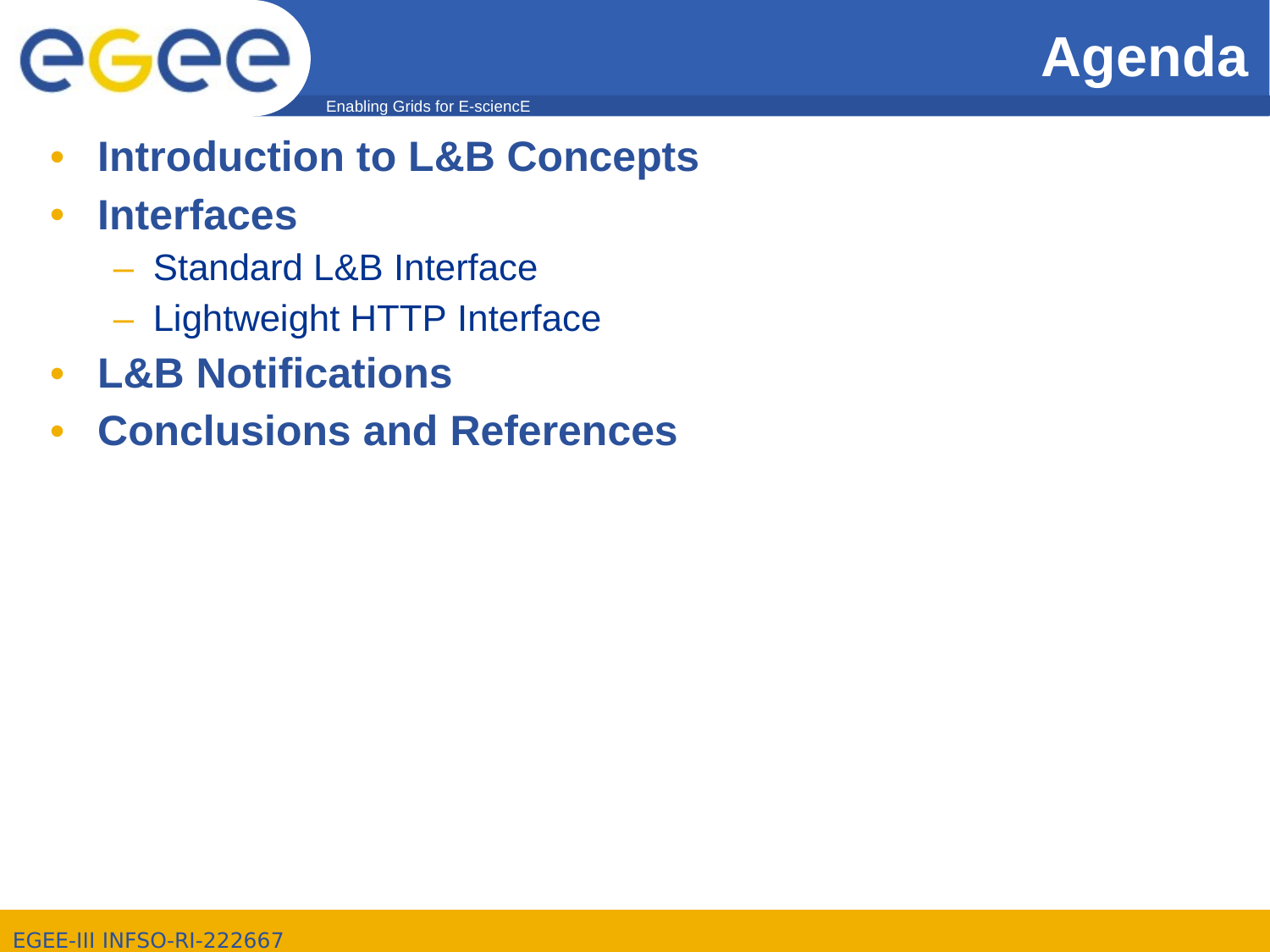# Agenda

- **Introduction to L&B Concepts**
- **Interfaces**
  - Standard L&B Interface
  - Lightweight HTTP Interface
- **L&B Notifications**
- **Conclusions and References**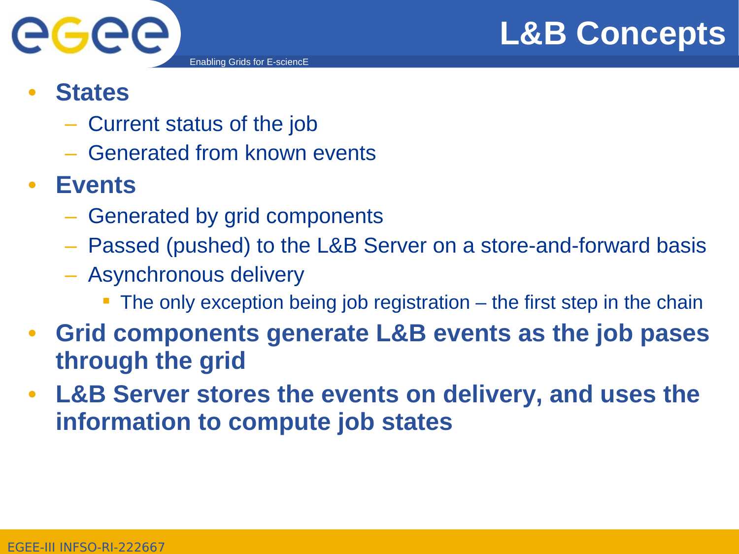# L&B Concepts

- **States**
  - Current status of the job
  - Generated from known events
- **Events**
  - Generated by grid components
  - Passed (pushed) to the L&B Server on a store-and-forward basis
  - Asynchronous delivery
    - The only exception being job registration – the first step in the chain
- **Grid components generate L&B events as the job pases through the grid**
- **L&B Server stores the events on delivery, and uses the information to compute job states**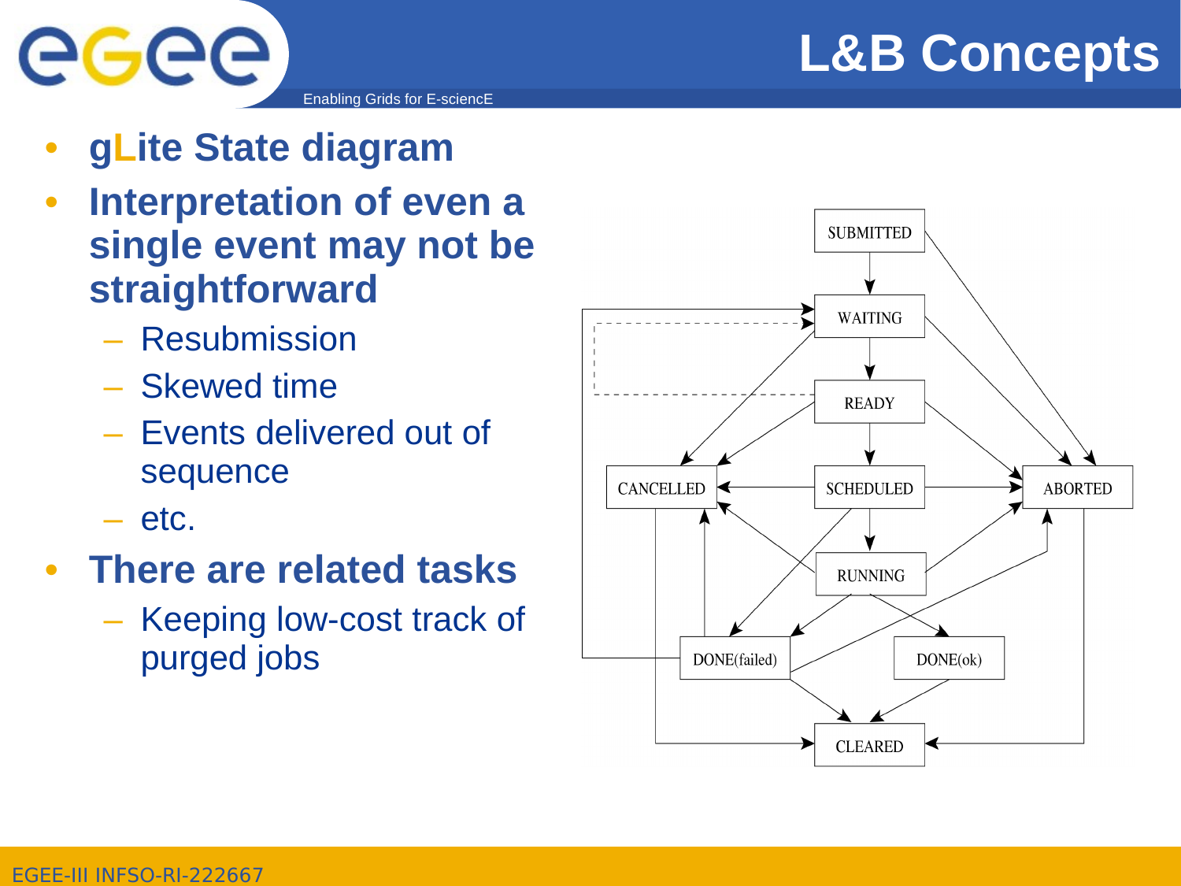# L&B Concepts

- **gLite State diagram**
- **Interpretation of even a single event may not be straightforward**
  - Resubmission
  - Skewed time
  - Events delivered out of sequence
  - etc.
- **There are related tasks**
  - Keeping low-cost track of purged jobs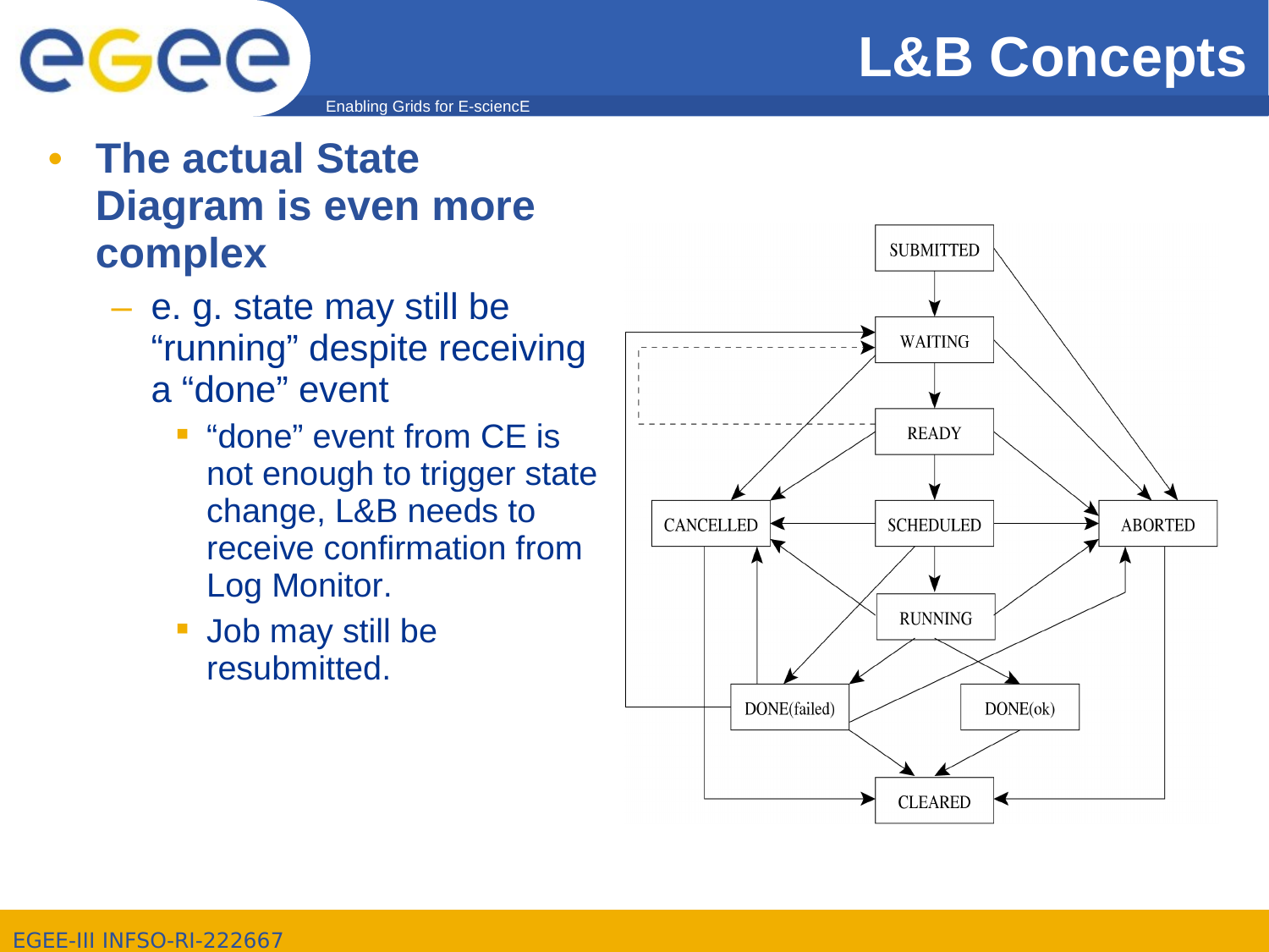# L&B Concepts

- **The actual State Diagram is even more complex**
  - e. g. state may still be "running" despite receiving a "done" event
    - "done" event from CE is not enough to trigger state change, L&B needs to receive confirmation from Log Monitor.
    - Job may still be resubmitted.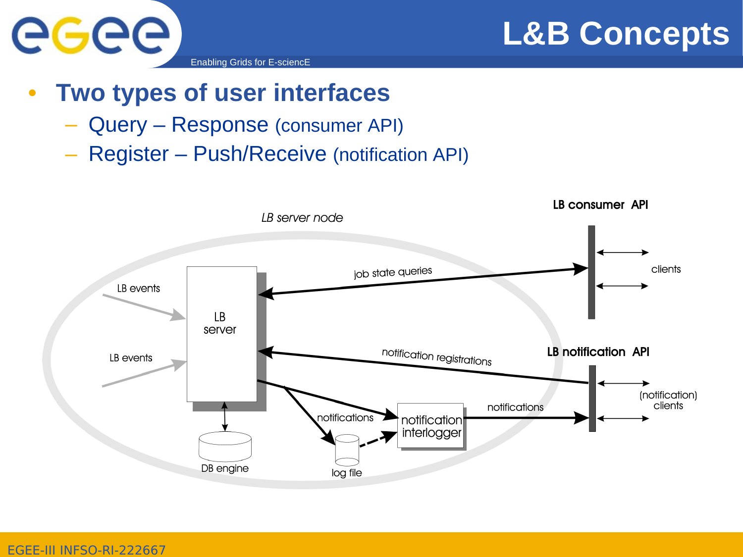# L&B Concepts

- **Two types of user interfaces**
  - Query – Response (consumer API)
  - Register – Push/Receive (notification API)

LB server node

LB consumer API

job state queries

clients

LB events

LB server

LB events

notification registrations

LB notification API

(notification) clients

notifications

notifications

notification interlogger

DB engine

log file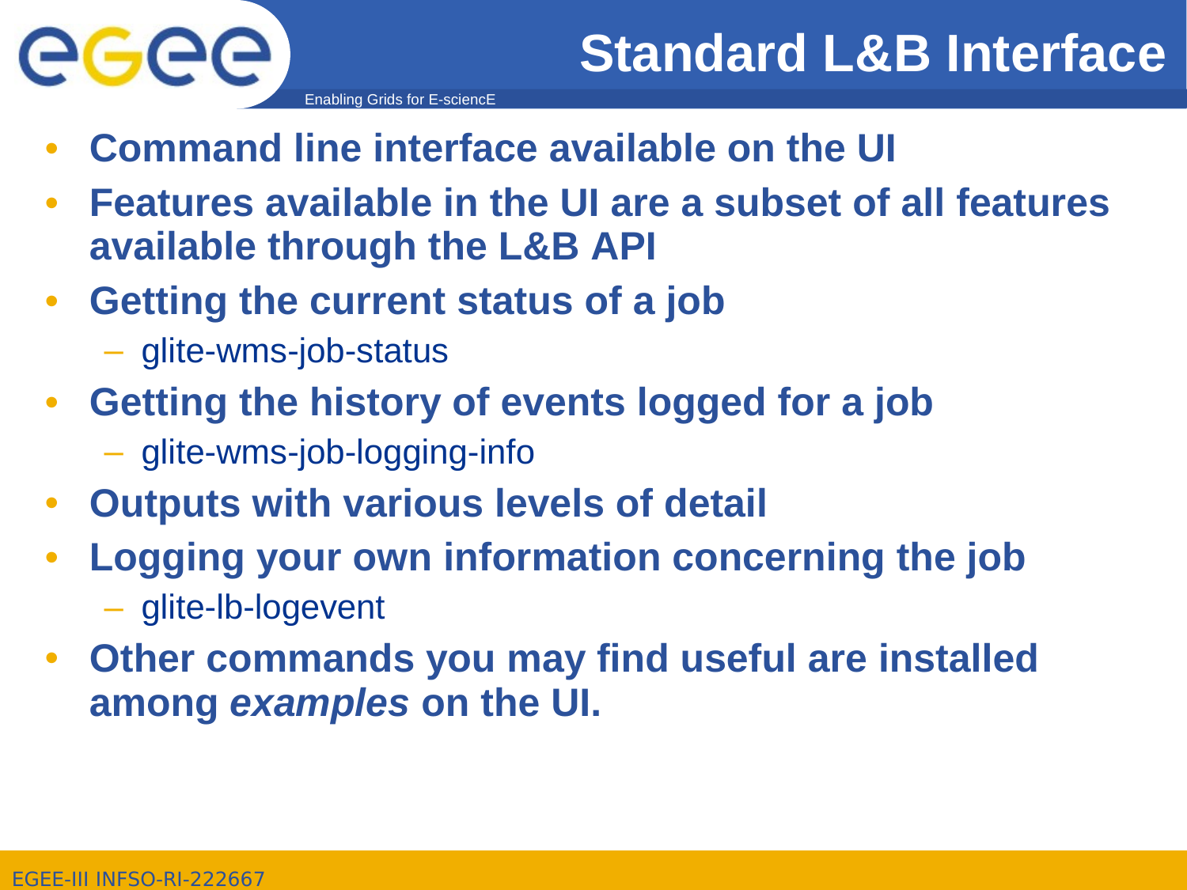# Standard L&B Interface

- **Command line interface available on the UI**
- **Features available in the UI are a subset of all features available through the L&B API**
- **Getting the current status of a job**
  - glite-wms-job-status
- **Getting the history of events logged for a job**
  - glite-wms-job-logging-info
- **Outputs with various levels of detail**
- **Logging your own information concerning the job**
  - glite-lb-logevent
- **Other commands you may find useful are installed among *examples* on the UI.**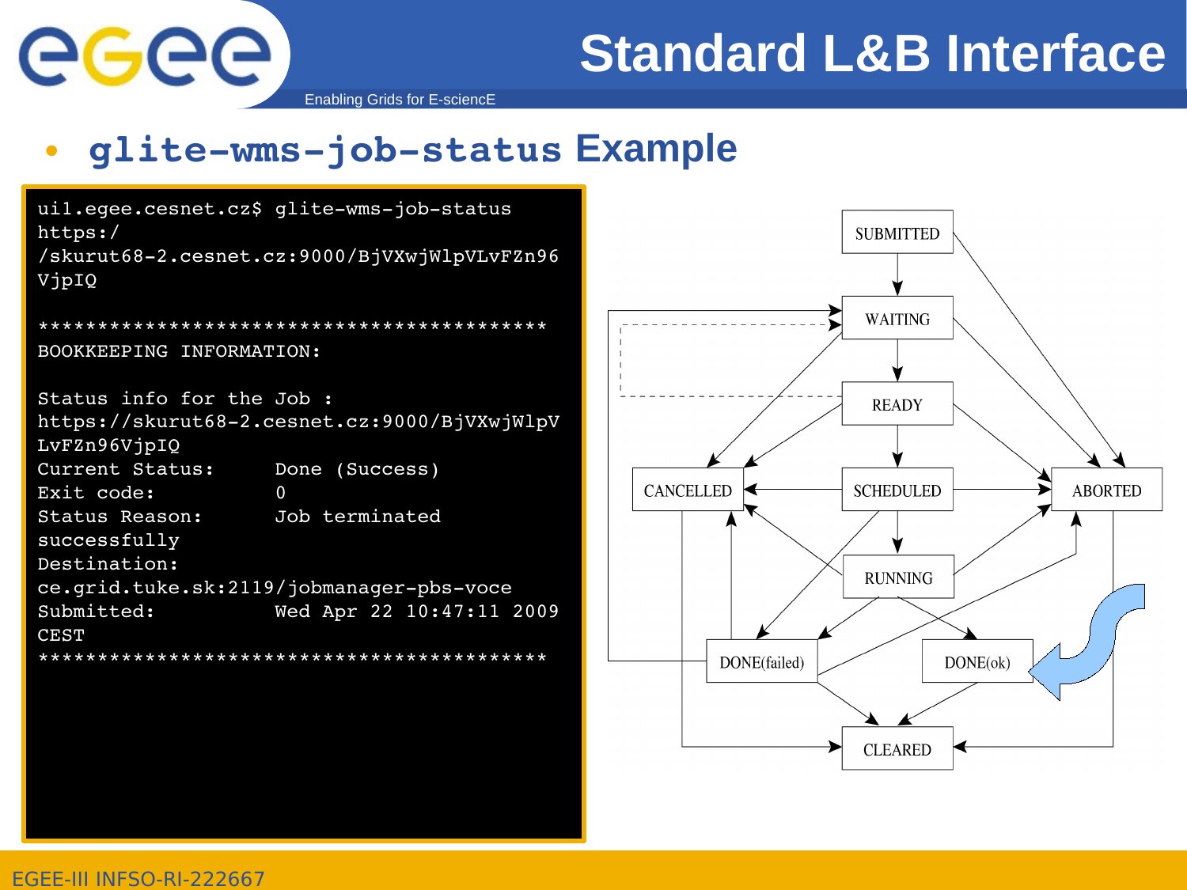# Standard L&B Interface

- **`glite-wms-job-status` Example**

```
ui1.egee.cesnet.cz$ glite-wms-job-status
https:/
/skurut68-2.cesnet.cz:9000/BjVXwjWlpVLvFZn96
VjpIQ

******************************************
BOOKKEEPING INFORMATION:

Status info for the Job :
https://skurut68-2.cesnet.cz:9000/BjVXwjWlpV
LvFZn96VjpIQ
Current Status:     Done (Success)
Exit code:          0
Status Reason:      Job terminated
successfully
Destination:
ce.grid.tuke.sk:2119/jobmanager-pbs-voce
Submitted:          Wed Apr 22 10:47:11 2009
CEST
******************************************
```

SUBMITTED, WAITING, READY, CANCELLED, SCHEDULED, ABORTED, RUNNING, DONE(failed), DONE(ok), CLEARED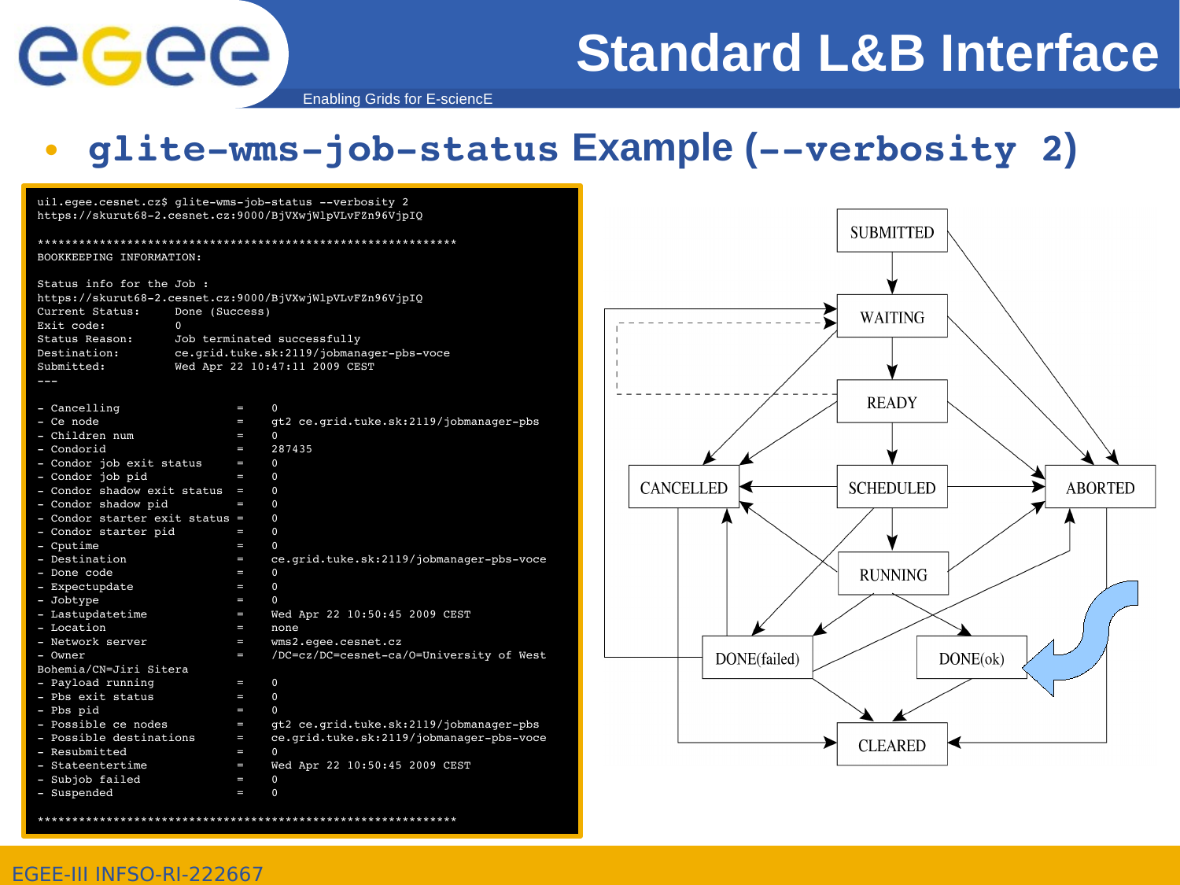# Standard L&B Interface

- **glite-wms-job-status Example (--verbosity 2)**

```
ui1.egee.cesnet.cz$ glite-wms-job-status --verbosity 2
https://skurut68-2.cesnet.cz:9000/BjVXwjWlpVLvFZn96VjpIQ

*************************************************************
BOOKKEEPING INFORMATION:

Status info for the Job :
https://skurut68-2.cesnet.cz:9000/BjVXwjWlpVLvFZn96VjpIQ
Current Status:     Done (Success)
Exit code:          0
Status Reason:      Job terminated successfully
Destination:        ce.grid.tuke.sk:2119/jobmanager-pbs-voce
Submitted:          Wed Apr 22 10:47:11 2009 CEST
---

- Cancelling                  =    0
- Ce node                     =    gt2 ce.grid.tuke.sk:2119/jobmanager-pbs
- Children num                =    0
- Condorid                    =    287435
- Condor job exit status      =    0
- Condor job pid              =    0
- Condor shadow exit status   =    0
- Condor shadow pid           =    0
- Condor starter exit status  =    0
- Condor starter pid          =    0
- Cputime                     =    0
- Destination                 =    ce.grid.tuke.sk:2119/jobmanager-pbs-voce
- Done code                   =    0
- Expectupdate                =    0
- Jobtype                     =    0
- Lastupdatetime              =    Wed Apr 22 10:50:45 2009 CEST
- Location                    =    none
- Network server              =    wms2.egee.cesnet.cz
- Owner                       =    /DC=cz/DC=cesnet-ca/O=University of West
Bohemia/CN=Jiri Sitera
- Payload running             =    0
- Pbs exit status             =    0
- Pbs pid                     =    0
- Possible ce nodes           =    gt2 ce.grid.tuke.sk:2119/jobmanager-pbs
- Possible destinations       =    ce.grid.tuke.sk:2119/jobmanager-pbs-voce
- Resubmitted                 =    0
- Stateentertime              =    Wed Apr 22 10:50:45 2009 CEST
- Subjob failed               =    0
- Suspended                   =    0

*************************************************************
```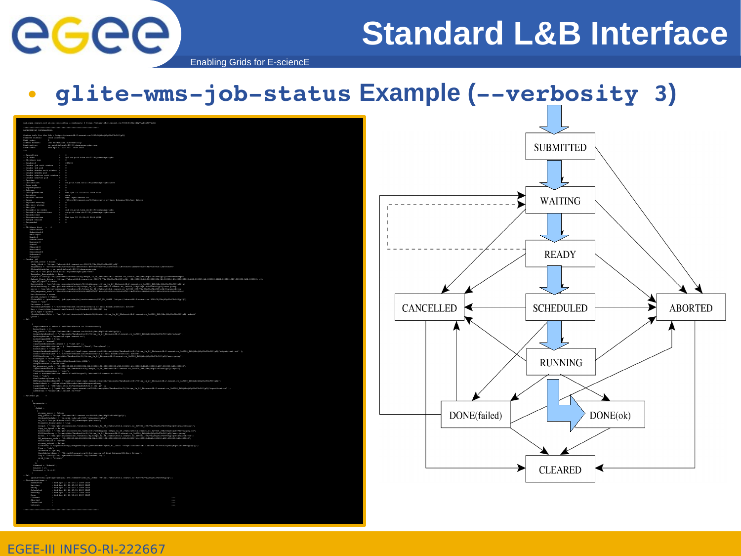# Standard L&B Interface

- **glite-wms-job-status Example (--verbosity 3)**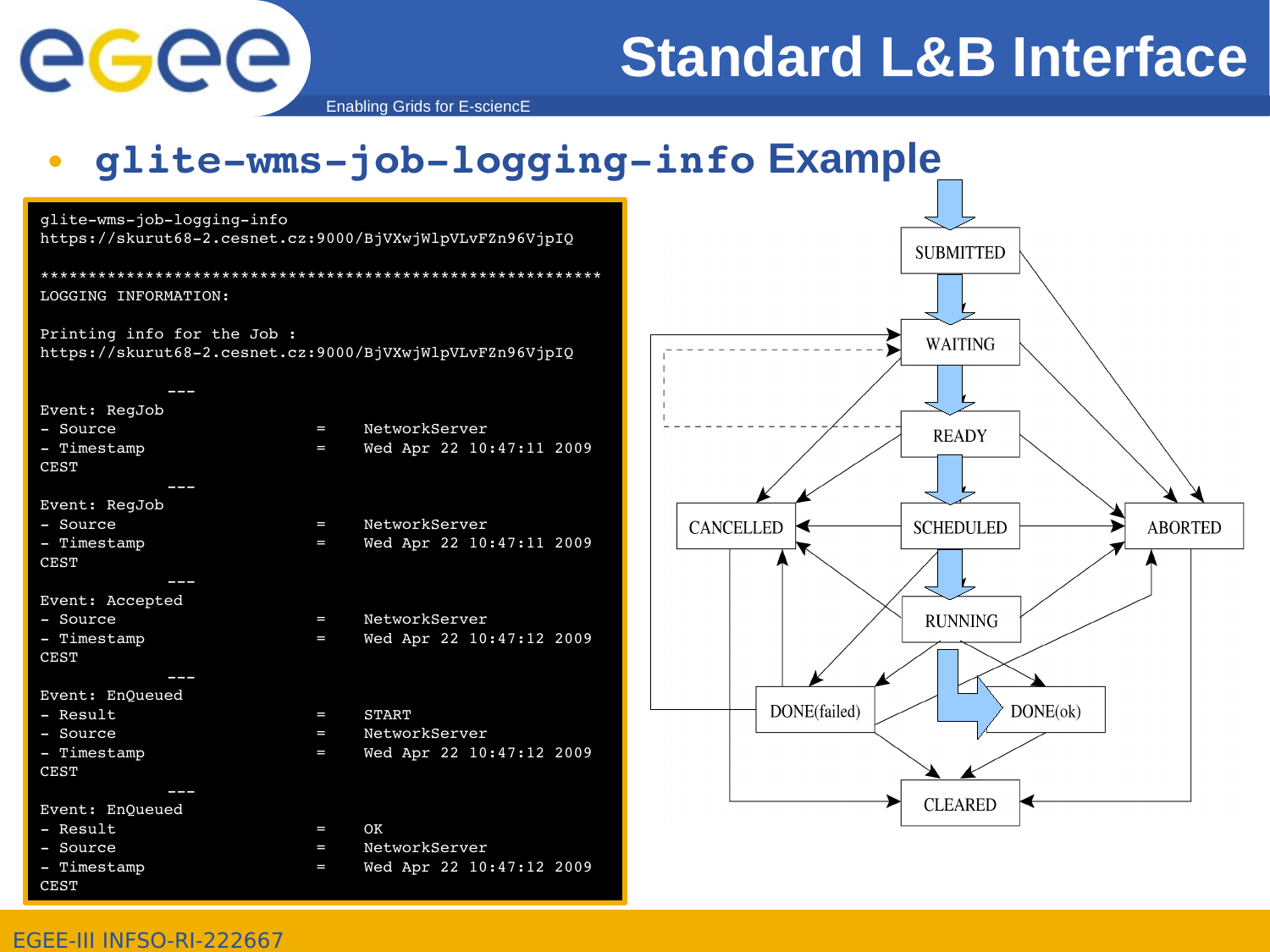# Standard L&B Interface

- **glite-wms-job-logging-info Example**

```
glite-wms-job-logging-info
https://skurut68-2.cesnet.cz:9000/BjVXwjWlpVLvFZn96VjpIQ

************************************************************
LOGGING INFORMATION:

Printing info for the Job :
https://skurut68-2.cesnet.cz:9000/BjVXwjWlpVLvFZn96VjpIQ

                ---
Event: RegJob
- Source                          =    NetworkServer
- Timestamp                       =    Wed Apr 22 10:47:11 2009
CEST
                ---
Event: RegJob
- Source                          =    NetworkServer
- Timestamp                       =    Wed Apr 22 10:47:11 2009
CEST
                ---
Event: Accepted
- Source                          =    NetworkServer
- Timestamp                       =    Wed Apr 22 10:47:12 2009
CEST
                ---
Event: EnQueued
- Result                          =    START
- Source                          =    NetworkServer
- Timestamp                       =    Wed Apr 22 10:47:12 2009
CEST
                ---
Event: EnQueued
- Result                          =    OK
- Source                          =    NetworkServer
- Timestamp                       =    Wed Apr 22 10:47:12 2009
CEST
```

SUBMITTED → WAITING → READY → SCHEDULED → RUNNING → DONE(ok) → CLEARED; also CANCELLED, ABORTED, DONE(failed)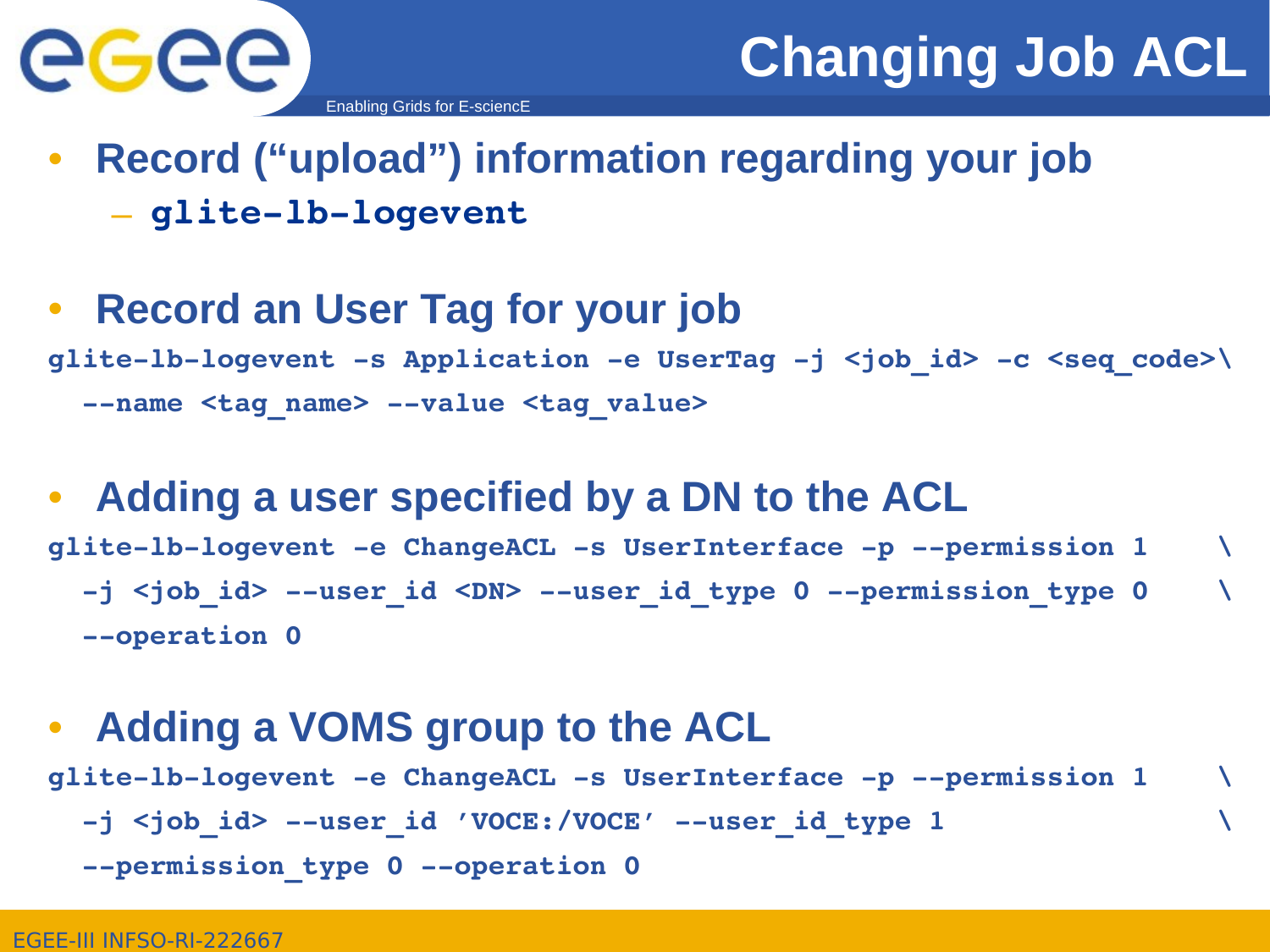# Changing Job ACL

- **Record ("upload") information regarding your job**
  - **`glite-lb-logevent`**

- **Record an User Tag for your job**

```
glite-lb-logevent -s Application -e UserTag -j <job_id> -c <seq_code>\
  --name <tag_name> --value <tag_value>
```

- **Adding a user specified by a DN to the ACL**

```
glite-lb-logevent -e ChangeACL -s UserInterface -p --permission 1     \
  -j <job_id> --user_id <DN> --user_id_type 0 --permission_type 0     \
  --operation 0
```

- **Adding a VOMS group to the ACL**

```
glite-lb-logevent -e ChangeACL -s UserInterface -p --permission 1     \
  -j <job_id> --user_id 'VOCE:/VOCE' --user_id_type 1                 \
  --permission_type 0 --operation 0
```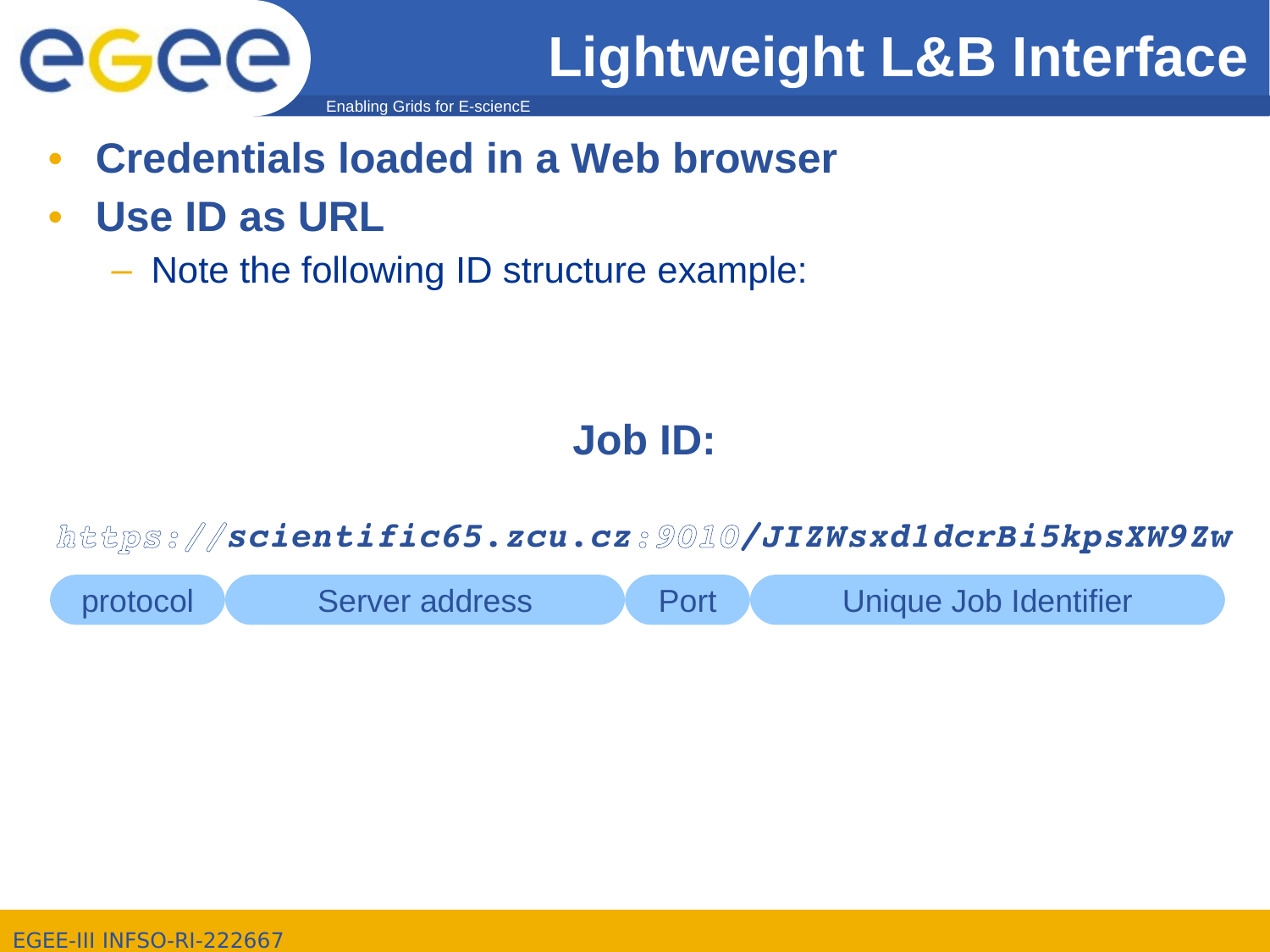# Lightweight L&B Interface

- **Credentials loaded in a Web browser**
- **Use ID as URL**
  - Note the following ID structure example:

**Job ID:**

*https://**scientific65.zcu.cz**:9010/**JIZWsxd1dcrBi5kpsXW9Zw***

| protocol | Server address | Port | Unique Job Identifier |
| --- | --- | --- | --- |

EGEE-III INFSO-RI-222667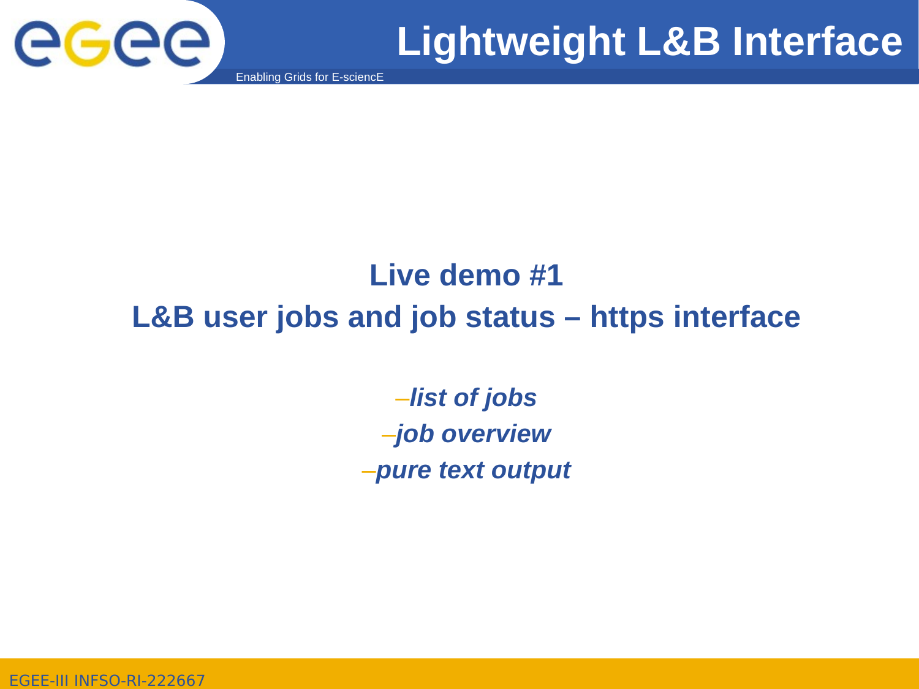# Lightweight L&B Interface

**Live demo #1**

**L&B user jobs and job status – https interface**

- *list of jobs*
- *job overview*
- *pure text output*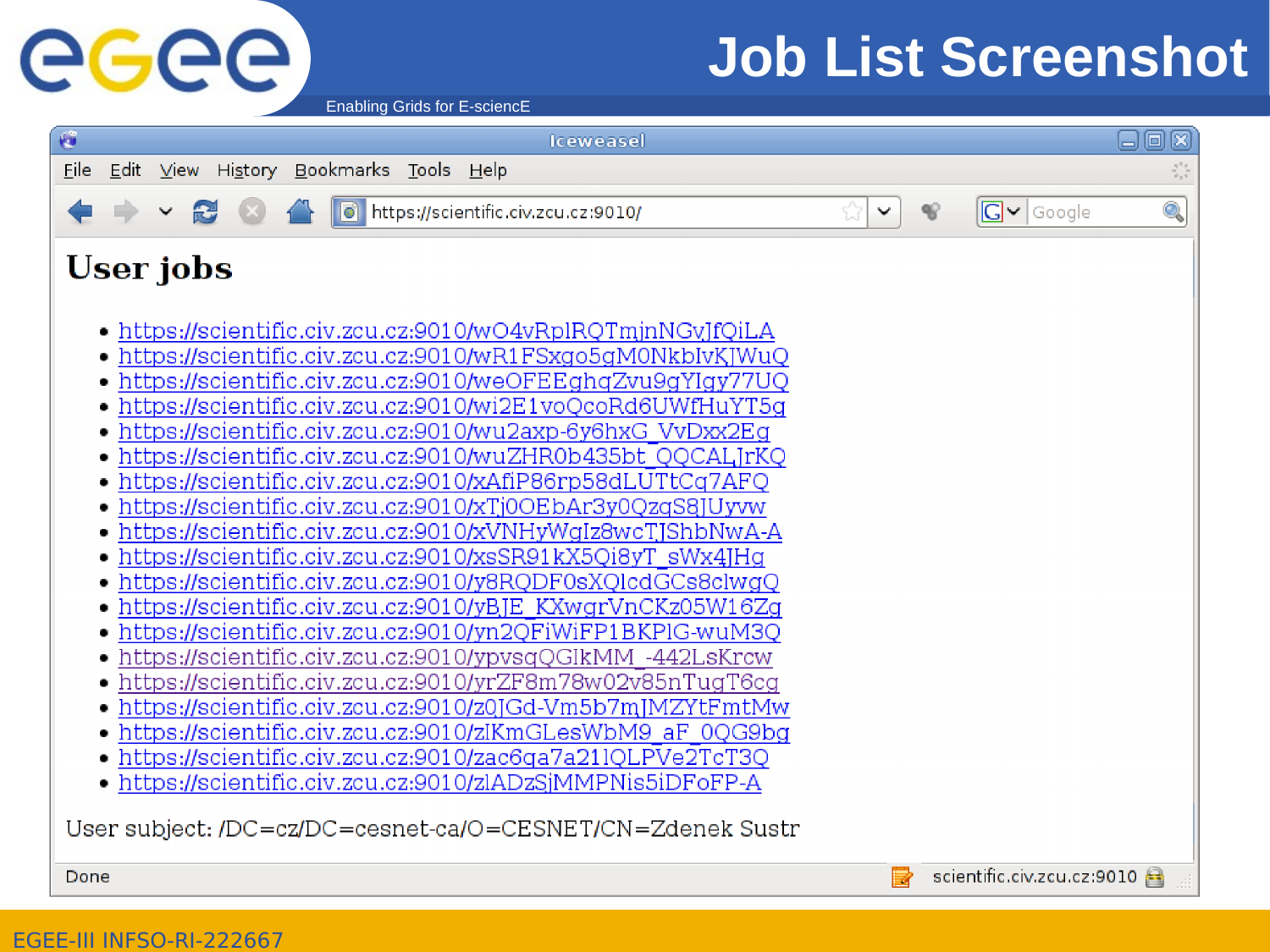# Job List Screenshot

## User jobs

- https://scientific.civ.zcu.cz:9010/wO4vRplRQTmjnNGvJfQiLA
- https://scientific.civ.zcu.cz:9010/wR1FSxgo5gM0NkbIvKJWuQ
- https://scientific.civ.zcu.cz:9010/weOFEEghqZvu9gYIgy77UQ
- https://scientific.civ.zcu.cz:9010/wi2E1voQcoRd6UWfHuYT5g
- https://scientific.civ.zcu.cz:9010/wu2axp-6y6hxG_VvDxx2Eg
- https://scientific.civ.zcu.cz:9010/wuZHR0b435bt_QQCALJrKQ
- https://scientific.civ.zcu.cz:9010/xAfiP86rp58dLUTtCq7AFQ
- https://scientific.civ.zcu.cz:9010/xTj0OEbAr3y0QzqS8JUyvw
- https://scientific.civ.zcu.cz:9010/xVNHyWgIz8wcTJShbNwA-A
- https://scientific.civ.zcu.cz:9010/xsSR91kX5Qi8yT_sWx4JHg
- https://scientific.civ.zcu.cz:9010/y8RQDF0sXQlcdGCs8clwgQ
- https://scientific.civ.zcu.cz:9010/yBJE_KXwgrVnCKz05W16Zg
- https://scientific.civ.zcu.cz:9010/yn2QFiWiFP1BKPlG-wuM3Q
- https://scientific.civ.zcu.cz:9010/ypvsqQGIkMM_-442LsKrcw
- https://scientific.civ.zcu.cz:9010/yrZF8m78w02v85nTugT6cg
- https://scientific.civ.zcu.cz:9010/z0JGd-Vm5b7mJMZYtFmtMw
- https://scientific.civ.zcu.cz:9010/zIKmGLesWbM9_aF_0QG9bg
- https://scientific.civ.zcu.cz:9010/zac6qa7a21lQLPVe2TcT3Q
- https://scientific.civ.zcu.cz:9010/zlADzSjMMPNis5iDFoFP-A

User subject: /DC=cz/DC=cesnet-ca/O=CESNET/CN=Zdenek Sustr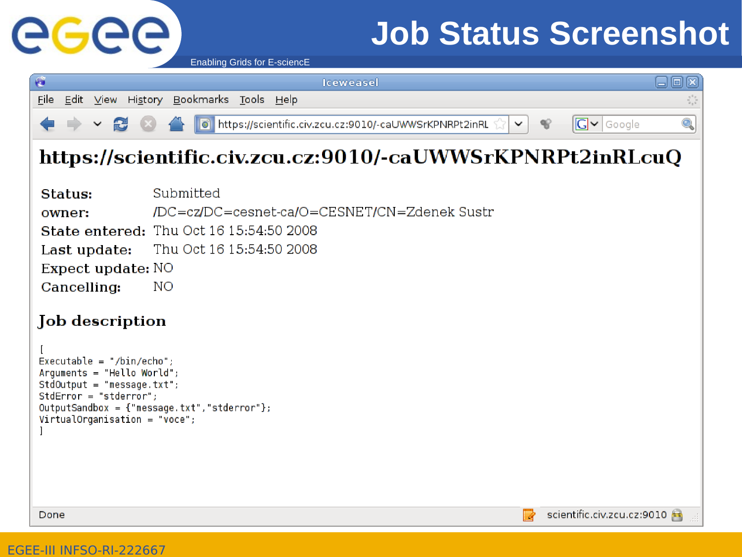# Job Status Screenshot

# https://scientific.civ.zcu.cz:9010/-caUWWSrKPNRPt2inRLcuQ

| | |
|---|---|
| **Status:** | Submitted |
| **owner:** | /DC=cz/DC=cesnet-ca/O=CESNET/CN=Zdenek Sustr |
| **State entered:** | Thu Oct 16 15:54:50 2008 |
| **Last update:** | Thu Oct 16 15:54:50 2008 |
| **Expect update:** | NO |
| **Cancelling:** | NO |

## Job description

```
[
Executable = "/bin/echo";
Arguments = "Hello World";
StdOutput = "message.txt";
StdError = "stderror";
OutputSandbox = {"message.txt","stderror"};
VirtualOrganisation = "voce";
]
```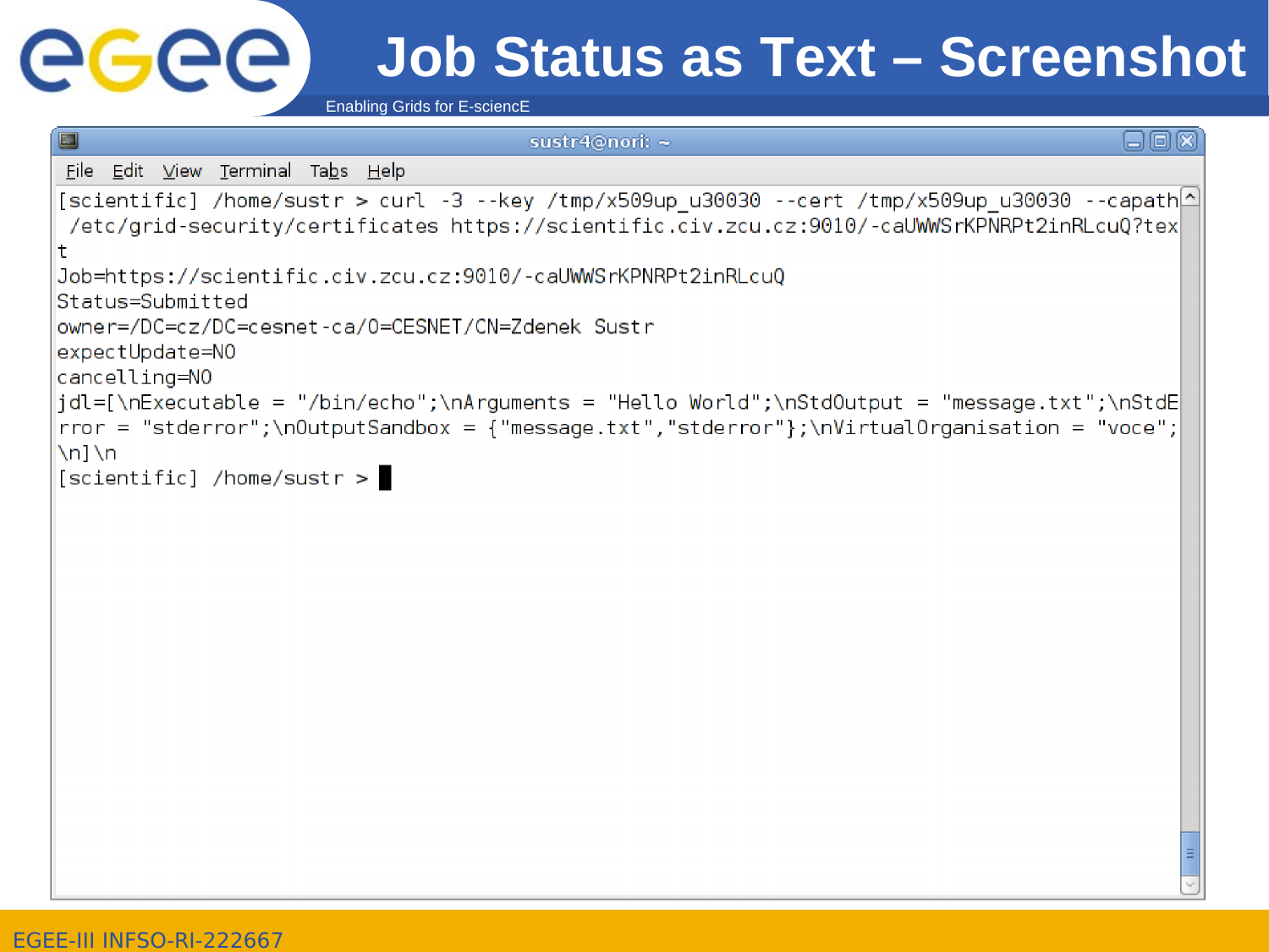# Job Status as Text – Screenshot

```
[scientific] /home/sustr > curl -3 --key /tmp/x509up_u30030 --cert /tmp/x509up_u30030 --capath /etc/grid-security/certificates https://scientific.civ.zcu.cz:9010/-caUWWSrKPNRPt2inRLcuQ?text
Job=https://scientific.civ.zcu.cz:9010/-caUWWSrKPNRPt2inRLcuQ
Status=Submitted
owner=/DC=cz/DC=cesnet-ca/O=CESNET/CN=Zdenek Sustr
expectUpdate=NO
cancelling=NO
jdl=[\nExecutable = "/bin/echo";\nArguments = "Hello World";\nStdOutput = "message.txt";\nStdError = "stderror";\nOutputSandbox = {"message.txt","stderror"};\nVirtualOrganisation = "voce";\n]\n
[scientific] /home/sustr >
```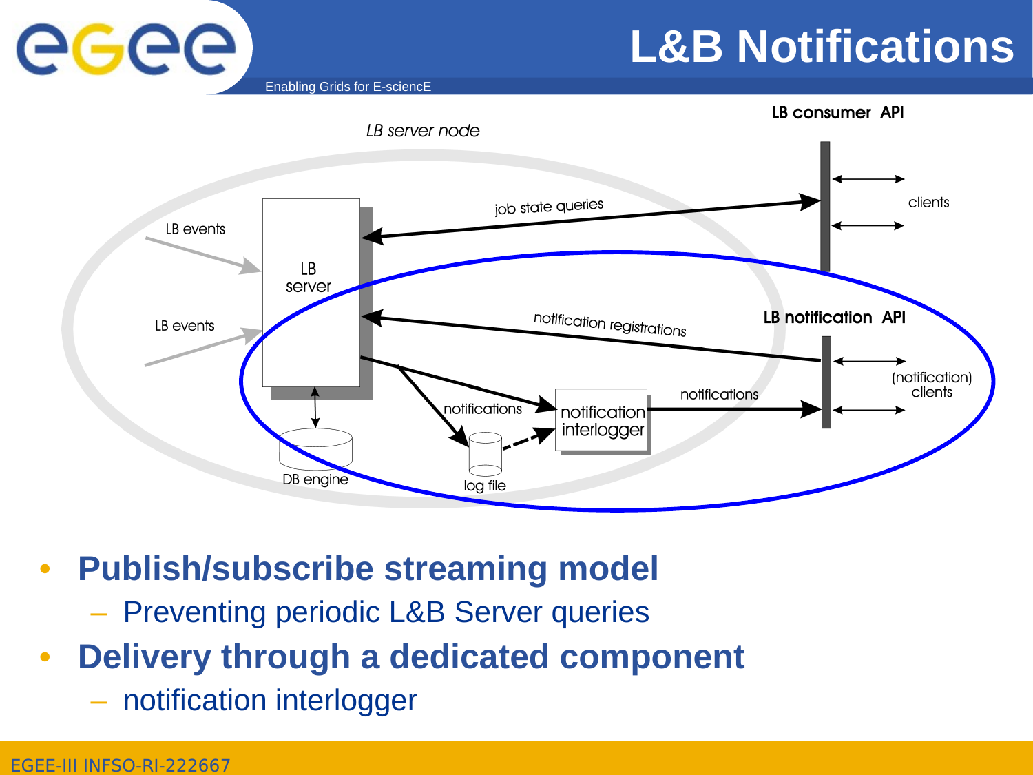# L&B Notifications

LB server node

LB consumer API

job state queries

clients

LB events

LB server

LB events

notification registrations

LB notification API

(notification) clients

notifications

notifications

notification interlogger

DB engine

log file

- **Publish/subscribe streaming model**
  - Preventing periodic L&B Server queries
- **Delivery through a dedicated component**
  - notification interlogger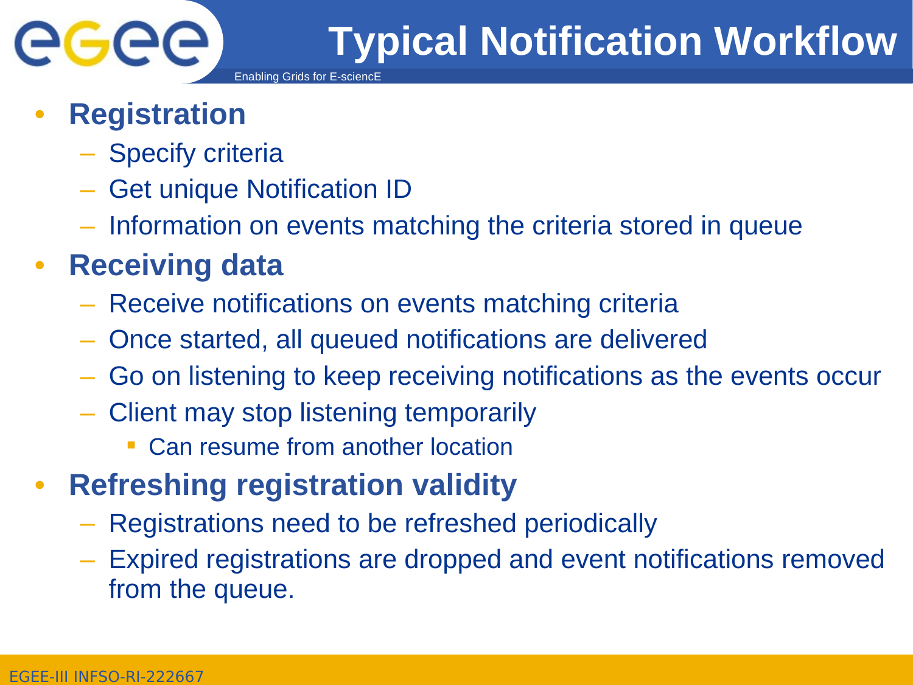# Typical Notification Workflow

- **Registration**
  - Specify criteria
  - Get unique Notification ID
  - Information on events matching the criteria stored in queue
- **Receiving data**
  - Receive notifications on events matching criteria
  - Once started, all queued notifications are delivered
  - Go on listening to keep receiving notifications as the events occur
  - Client may stop listening temporarily
    - Can resume from another location
- **Refreshing registration validity**
  - Registrations need to be refreshed periodically
  - Expired registrations are dropped and event notifications removed from the queue.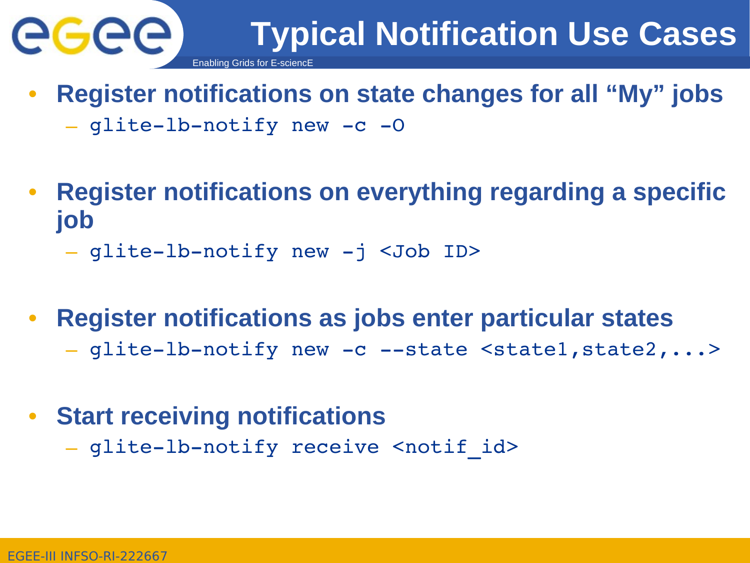# Typical Notification Use Cases

- **Register notifications on state changes for all “My” jobs**
  - `glite-lb-notify new -c -O`

- **Register notifications on everything regarding a specific job**
  - `glite-lb-notify new -j <Job ID>`

- **Register notifications as jobs enter particular states**
  - `glite-lb-notify new -c --state <state1,state2,...>`

- **Start receiving notifications**
  - `glite-lb-notify receive <notif_id>`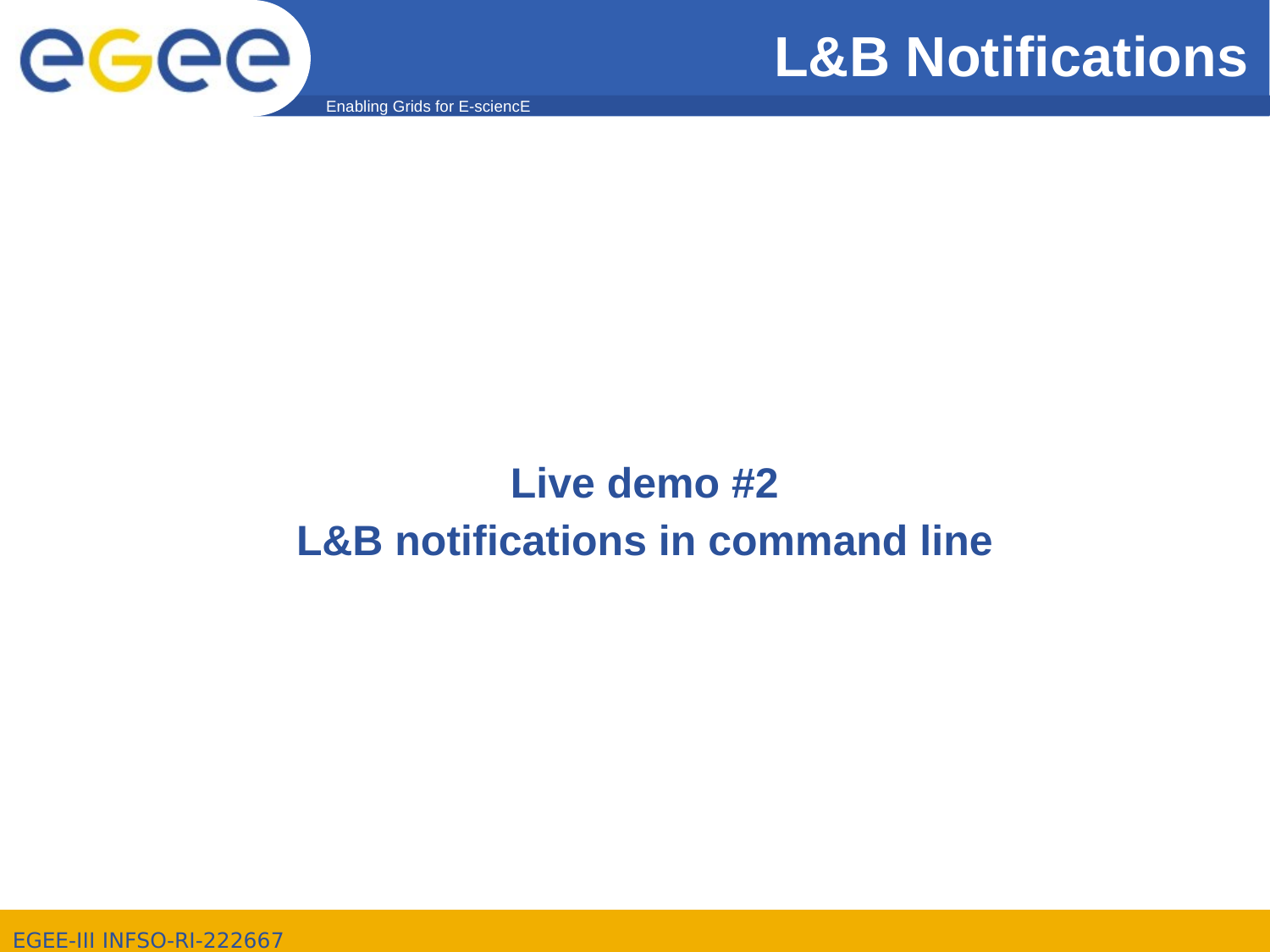## Live demo #2

## L&B notifications in command line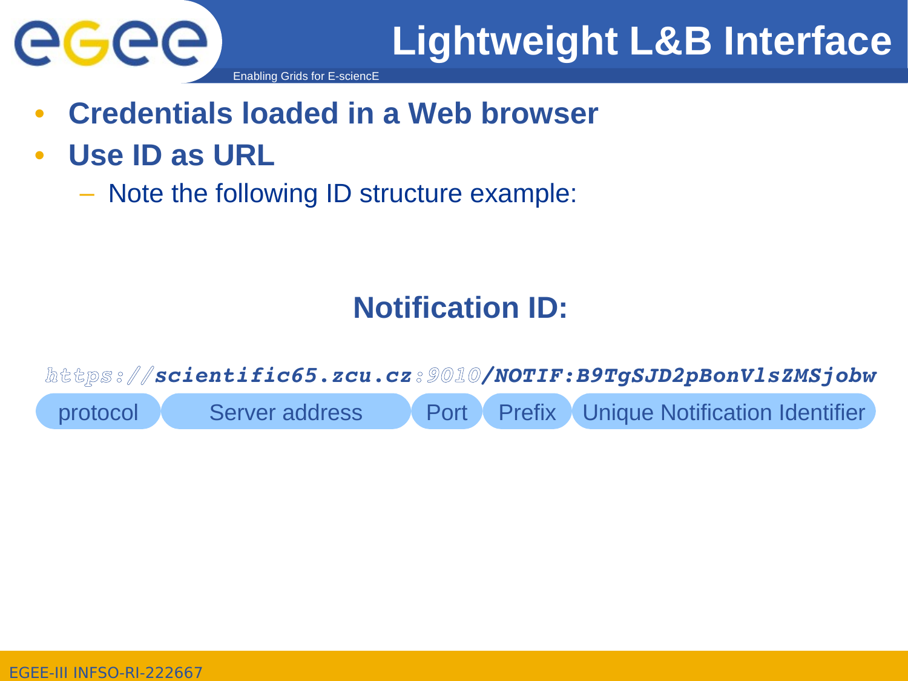# Lightweight L&B Interface

- **Credentials loaded in a Web browser**
- **Use ID as URL**
  - Note the following ID structure example:

## Notification ID:

*https://**scientific65.zcu.cz**:9010**/NOTIF:B9TgSJD2pBonVlsZMSjobw***

| protocol | Server address | Port | Prefix | Unique Notification Identifier |
|---|---|---|---|---|
| https:// | scientific65.zcu.cz | :9010 | /NOTIF: | B9TgSJD2pBonVlsZMSjobw |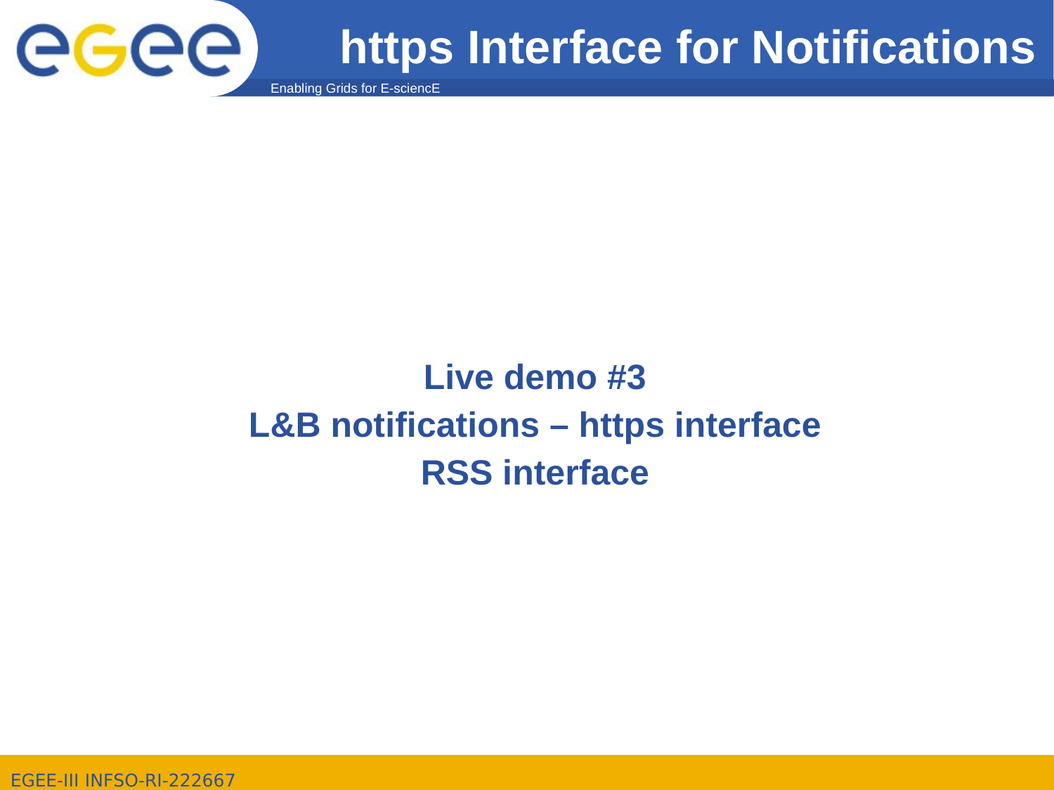# https Interface for Notifications

**Live demo #3**

**L&B notifications – https interface**

**RSS interface**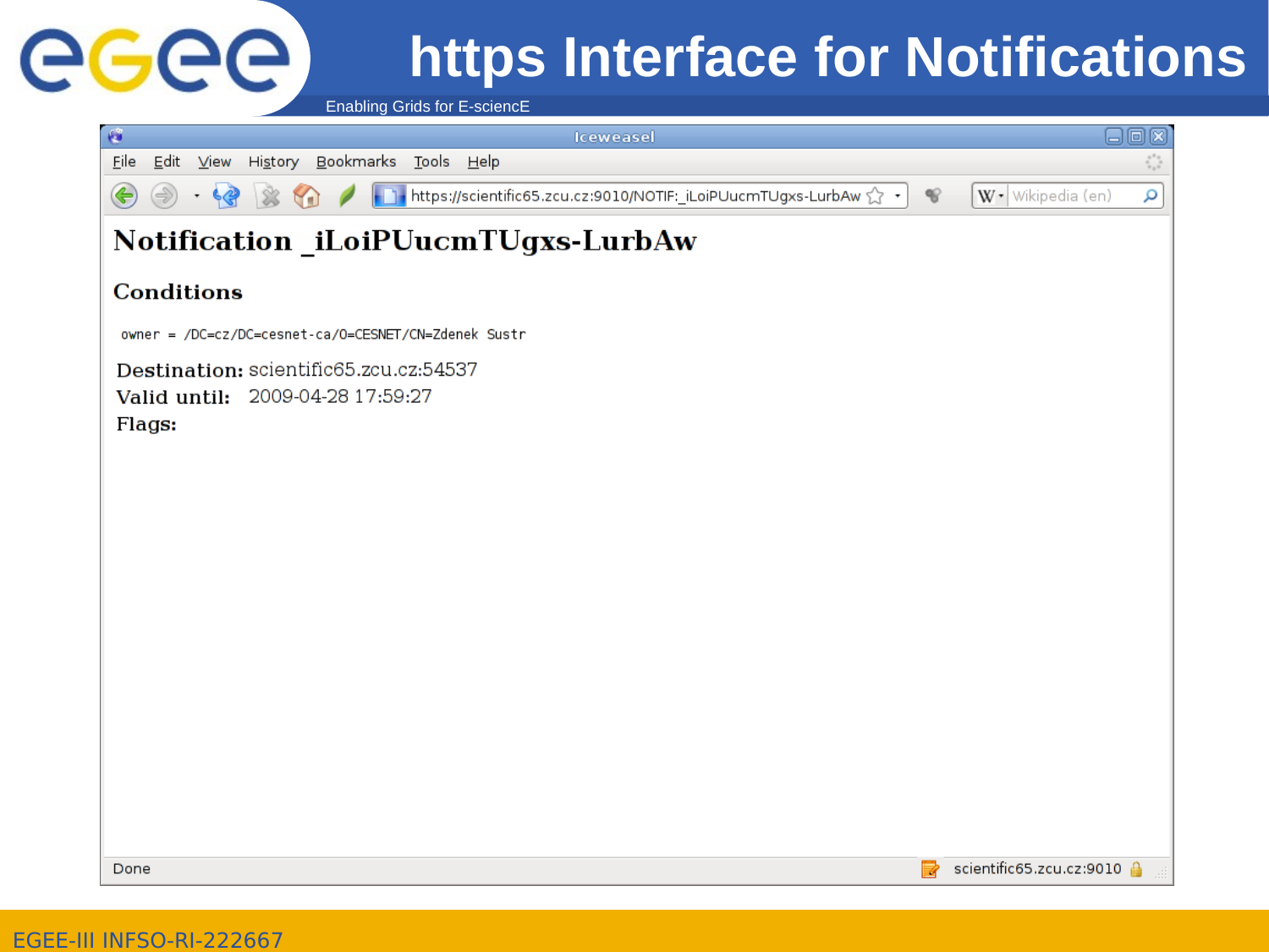# https Interface for Notifications

# Notification _iLoiPUucmTUgxs-LurbAw

## Conditions

```
owner = /DC=cz/DC=cesnet-ca/O=CESNET/CN=Zdenek Sustr
```

**Destination:** scientific65.zcu.cz:54537
**Valid until:** 2009-04-28 17:59:27
**Flags:**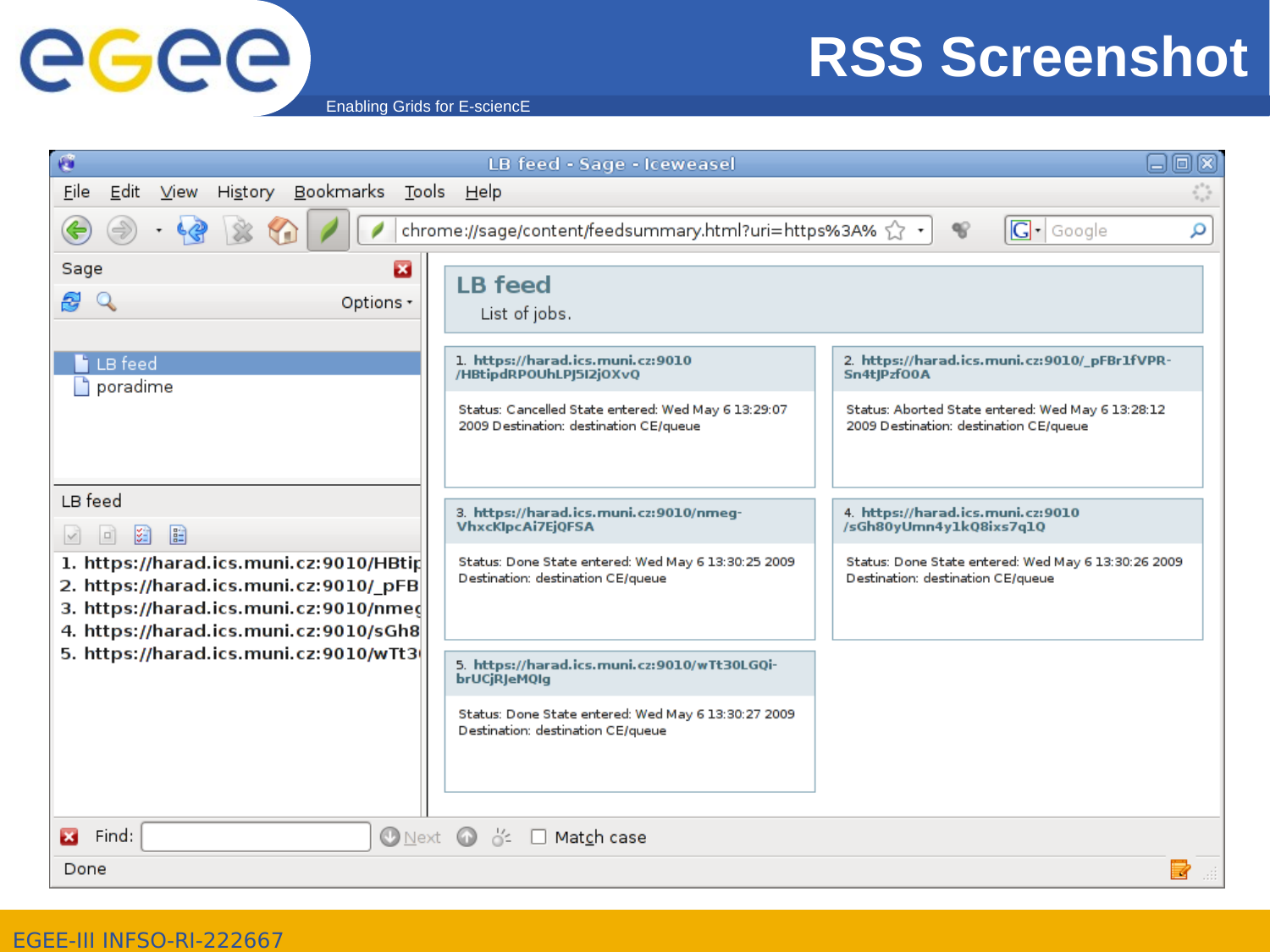# RSS Screenshot

LB feed - Sage - Iceweasel

File Edit View History Bookmarks Tools Help

chrome://sage/content/feedsummary.html?uri=https%3A%

Sage

Options

LB feed

poradime

LB feed

1. https://harad.ics.muni.cz:9010/HBtip
2. https://harad.ics.muni.cz:9010/_pFB
3. https://harad.ics.muni.cz:9010/nmeg
4. https://harad.ics.muni.cz:9010/sGh8
5. https://harad.ics.muni.cz:9010/wTt3

## LB feed

List of jobs.

1. https://harad.ics.muni.cz:9010/HBtipdRPOUhLPJ5I2jOXvQ

Status: Cancelled State entered: Wed May 6 13:29:07 2009 Destination: destination CE/queue

2. https://harad.ics.muni.cz:9010/_pFBr1fVPR-Sn4tJPzfO0A

Status: Aborted State entered: Wed May 6 13:28:12 2009 Destination: destination CE/queue

3. https://harad.ics.muni.cz:9010/nmeg-VhxcKlpcAi7EjQFSA

Status: Done State entered: Wed May 6 13:30:25 2009 Destination: destination CE/queue

4. https://harad.ics.muni.cz:9010/sGh80yUmn4y1kQ8ixs7q1Q

Status: Done State entered: Wed May 6 13:30:26 2009 Destination: destination CE/queue

5. https://harad.ics.muni.cz:9010/wTt30LGQi-brUCjRJeMQIg

Status: Done State entered: Wed May 6 13:30:27 2009 Destination: destination CE/queue

Find: Next Match case

Done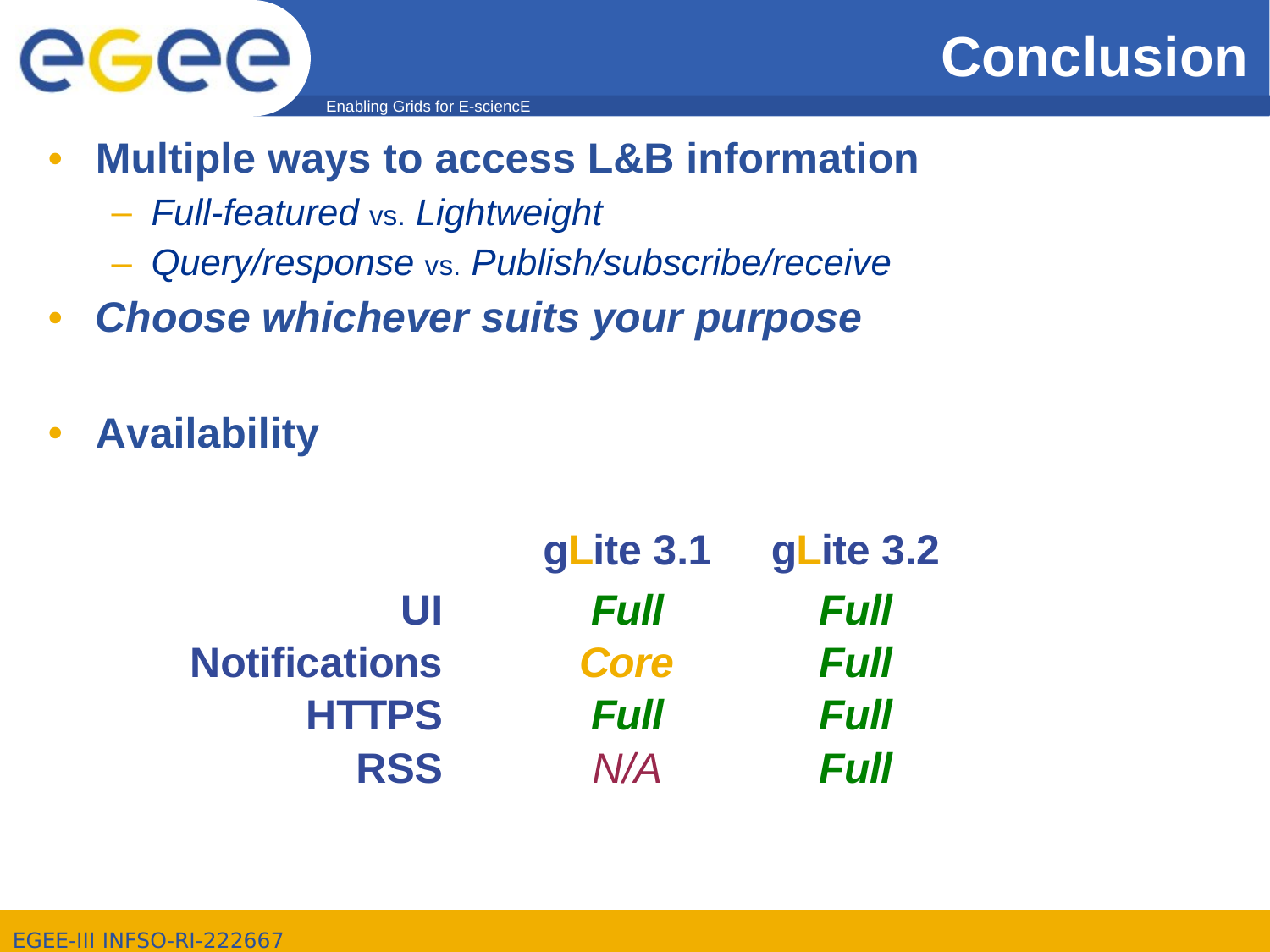# Conclusion

- **Multiple ways to access L&B information**
  - *Full-featured* vs. *Lightweight*
  - *Query/response* vs. *Publish/subscribe/receive*
- ***Choose whichever suits your purpose***

- **Availability**

| | gLite 3.1 | gLite 3.2 |
|---|---|---|
| **UI** | ***Full*** | ***Full*** |
| **Notifications** | ***Core*** | ***Full*** |
| **HTTPS** | ***Full*** | ***Full*** |
| **RSS** | *N/A* | ***Full*** |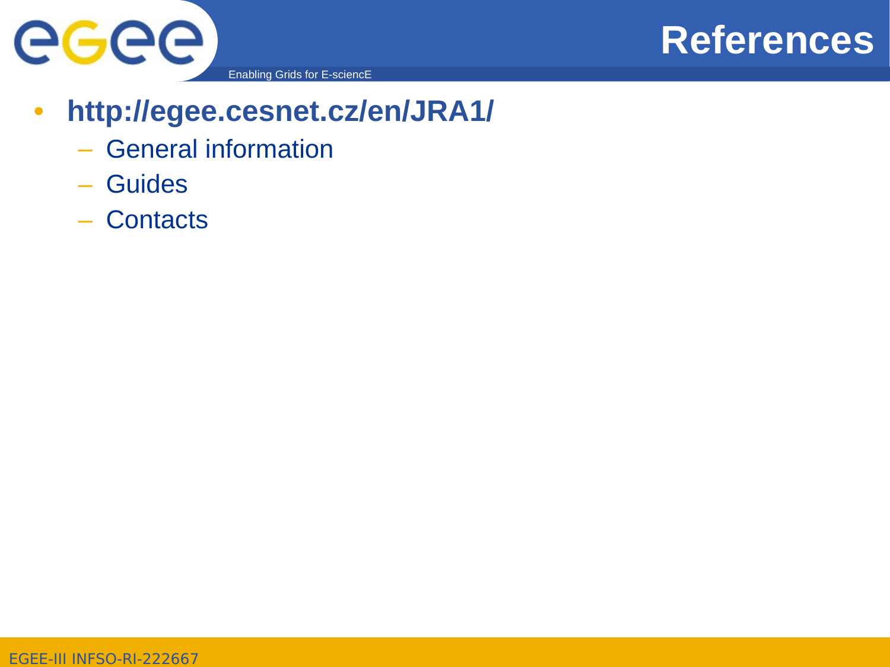# References

- **http://egee.cesnet.cz/en/JRA1/**
  - General information
  - Guides
  - Contacts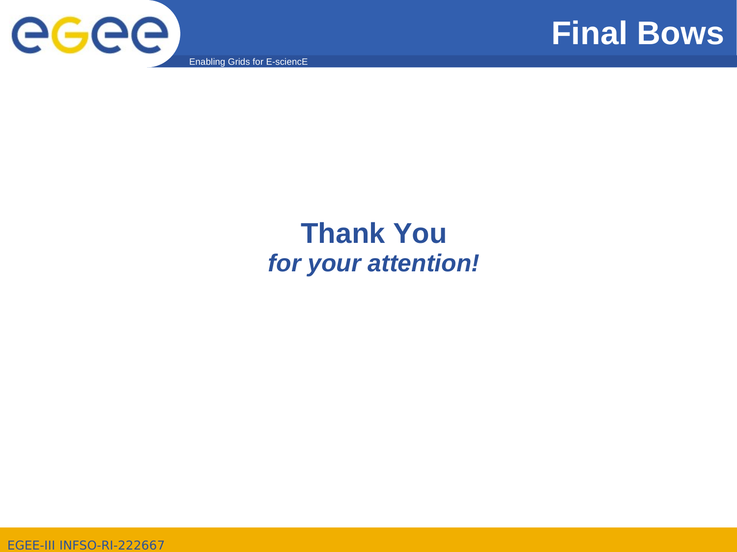# Final Bows

**Thank You**

***for your attention!***